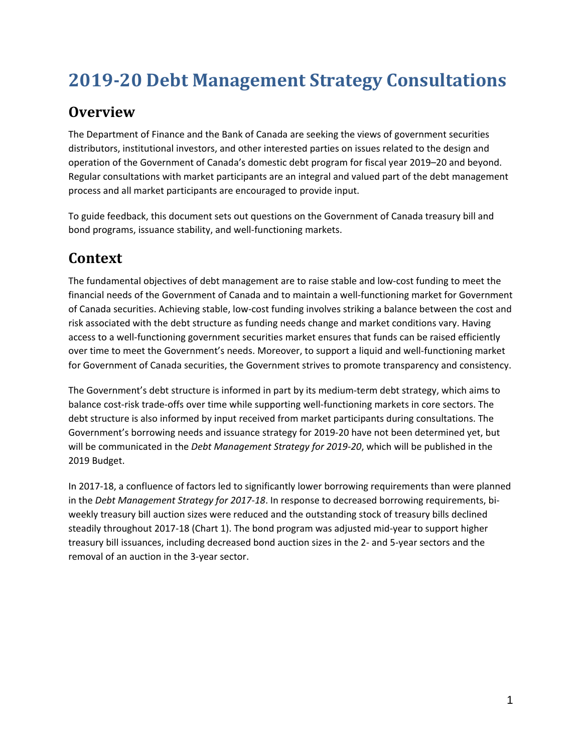# 2019-20 Debt Management Strategy Consultations

## Overview

The Department of Finance and the Bank of Canada are seeking the views of government securities distributors, institutional investors, and other interested parties on issues related to the design and operation of the Government of Canada's domestic debt program for fiscal year 2019–20 and beyond. Regular consultations with market participants are an integral and valued part of the debt management process and all market participants are encouraged to provide input.

To guide feedback, this document sets out questions on the Government of Canada treasury bill and bond programs, issuance stability, and well-functioning markets.

## Context

The fundamental objectives of debt management are to raise stable and low-cost funding to meet the financial needs of the Government of Canada and to maintain a well-functioning market for Government of Canada securities. Achieving stable, low-cost funding involves striking a balance between the cost and risk associated with the debt structure as funding needs change and market conditions vary. Having access to a well-functioning government securities market ensures that funds can be raised efficiently over time to meet the Government's needs. Moreover, to support a liquid and well-functioning market for Government of Canada securities, the Government strives to promote transparency and consistency.

The Government's debt structure is informed in part by its medium-term debt strategy, which aims to balance cost-risk trade-offs over time while supporting well-functioning markets in core sectors. The debt structure is also informed by input received from market participants during consultations. The Government's borrowing needs and issuance strategy for 2019-20 have not been determined yet, but will be communicated in the *Debt Management Strategy for 2019-20*, which will be published in the 2019 Budget.

In 2017-18, a confluence of factors led to significantly lower borrowing requirements than were planned in the *Debt Management Strategy for 2017-18*. In response to decreased borrowing requirements, bi-weekly treasury bill auction sizes were reduced and the outstanding stock of treasury bills declined steadily throughout 2017-18 (Chart 1). The bond program was adjusted mid-year to support higher treasury bill issuances, including decreased bond auction sizes in the 2- and 5-year sectors and the removal of an auction in the 3-year sector.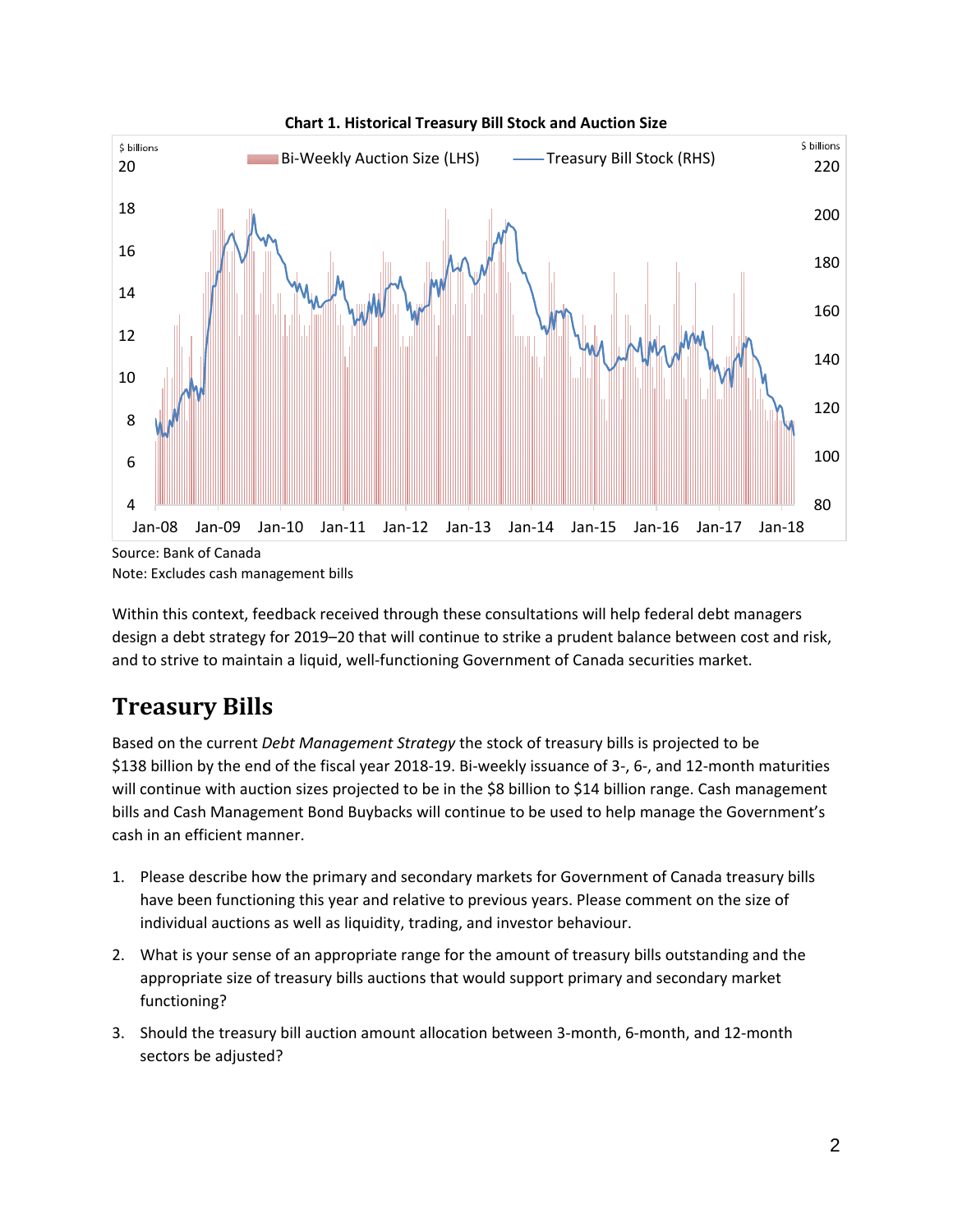**Chart 1. Historical Treasury Bill Stock and Auction Size**

Source: Bank of Canada
Note: Excludes cash management bills

Within this context, feedback received through these consultations will help federal debt managers design a debt strategy for 2019–20 that will continue to strike a prudent balance between cost and risk, and to strive to maintain a liquid, well-functioning Government of Canada securities market.

## Treasury Bills

Based on the current *Debt Management Strategy* the stock of treasury bills is projected to be $138 billion by the end of the fiscal year 2018-19. Bi-weekly issuance of 3-, 6-, and 12-month maturities will continue with auction sizes projected to be in the $8 billion to $14 billion range. Cash management bills and Cash Management Bond Buybacks will continue to be used to help manage the Government's cash in an efficient manner.

1. Please describe how the primary and secondary markets for Government of Canada treasury bills have been functioning this year and relative to previous years. Please comment on the size of individual auctions as well as liquidity, trading, and investor behaviour.
2. What is your sense of an appropriate range for the amount of treasury bills outstanding and the appropriate size of treasury bills auctions that would support primary and secondary market functioning?
3. Should the treasury bill auction amount allocation between 3-month, 6-month, and 12-month sectors be adjusted?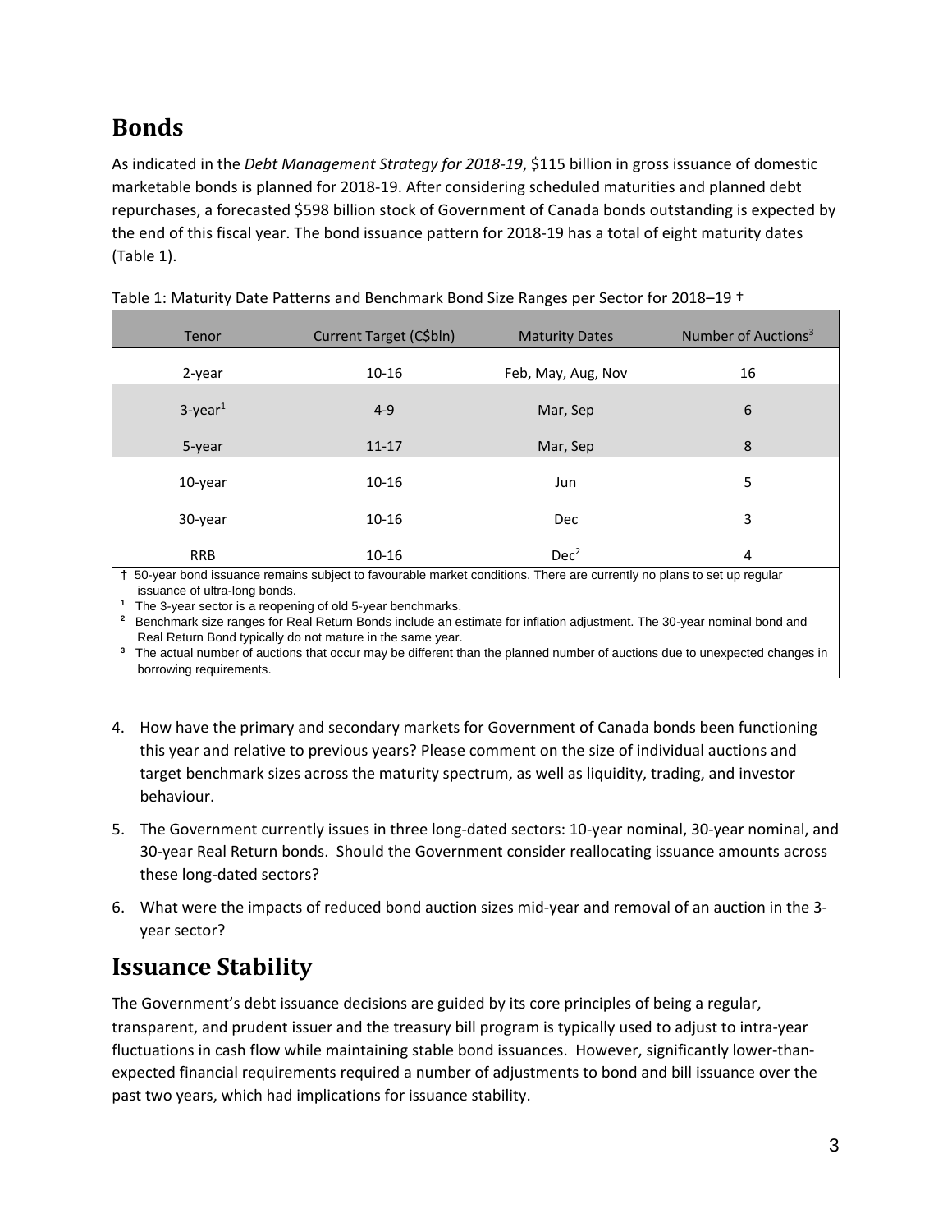## Bonds

As indicated in the *Debt Management Strategy for 2018-19*, $115 billion in gross issuance of domestic marketable bonds is planned for 2018-19. After considering scheduled maturities and planned debt repurchases, a forecasted $598 billion stock of Government of Canada bonds outstanding is expected by the end of this fiscal year. The bond issuance pattern for 2018-19 has a total of eight maturity dates (Table 1).

Table 1: Maturity Date Patterns and Benchmark Bond Size Ranges per Sector for 2018–19 †

| Tenor | Current Target (C$bln) | Maturity Dates | Number of Auctions[3] |
|---|---|---|---|
| 2-year | 10-16 | Feb, May, Aug, Nov | 16 |
| 3-year[1] | 4-9 | Mar, Sep | 6 |
| 5-year | 11-17 | Mar, Sep | 8 |
| 10-year | 10-16 | Jun | 5 |
| 30-year | 10-16 | Dec | 3 |
| RRB | 10-16 | Dec[2] | 4 |

† 50-year bond issuance remains subject to favourable market conditions. There are currently no plans to set up regular issuance of ultra-long bonds.

[1] The 3-year sector is a reopening of old 5-year benchmarks.

[2] Benchmark size ranges for Real Return Bonds include an estimate for inflation adjustment. The 30-year nominal bond and Real Return Bond typically do not mature in the same year.

[3] The actual number of auctions that occur may be different than the planned number of auctions due to unexpected changes in borrowing requirements.

4. How have the primary and secondary markets for Government of Canada bonds been functioning this year and relative to previous years? Please comment on the size of individual auctions and target benchmark sizes across the maturity spectrum, as well as liquidity, trading, and investor behaviour.

5. The Government currently issues in three long-dated sectors: 10-year nominal, 30-year nominal, and 30-year Real Return bonds. Should the Government consider reallocating issuance amounts across these long-dated sectors?

6. What were the impacts of reduced bond auction sizes mid-year and removal of an auction in the 3-year sector?

## Issuance Stability

The Government's debt issuance decisions are guided by its core principles of being a regular, transparent, and prudent issuer and the treasury bill program is typically used to adjust to intra-year fluctuations in cash flow while maintaining stable bond issuances. However, significantly lower-than-expected financial requirements required a number of adjustments to bond and bill issuance over the past two years, which had implications for issuance stability.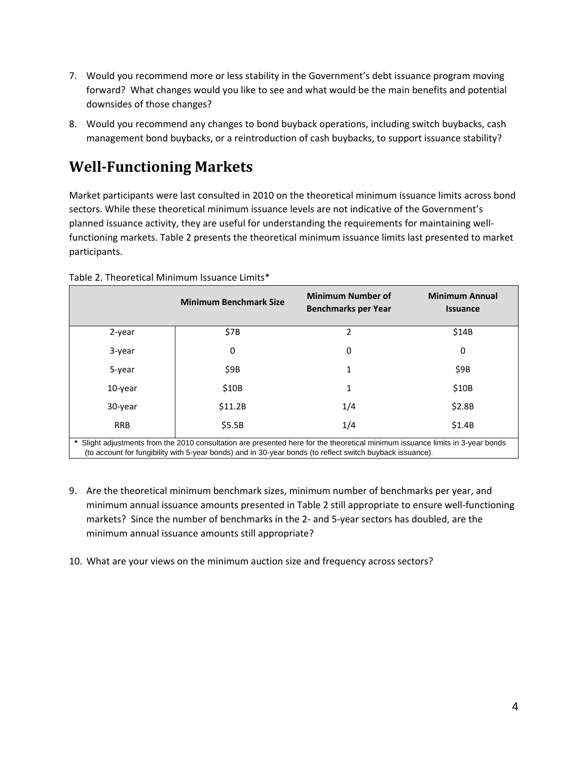7. Would you recommend more or less stability in the Government's debt issuance program moving forward? What changes would you like to see and what would be the main benefits and potential downsides of those changes?

8. Would you recommend any changes to bond buyback operations, including switch buybacks, cash management bond buybacks, or a reintroduction of cash buybacks, to support issuance stability?

## Well-Functioning Markets

Market participants were last consulted in 2010 on the theoretical minimum issuance limits across bond sectors. While these theoretical minimum issuance levels are not indicative of the Government's planned issuance activity, they are useful for understanding the requirements for maintaining well-functioning markets. Table 2 presents the theoretical minimum issuance limits last presented to market participants.

Table 2. Theoretical Minimum Issuance Limits*

| | Minimum Benchmark Size | Minimum Number of Benchmarks per Year | Minimum Annual Issuance |
|---|---|---|---|
| 2-year | $7B | 2 | $14B |
| 3-year | 0 | 0 | 0 |
| 5-year | $9B | 1 | $9B |
| 10-year | $10B | 1 | $10B |
| 30-year | $11.2B | 1/4 | $2.8B |
| RRB | $5.5B | 1/4 | $1.4B |

\* Slight adjustments from the 2010 consultation are presented here for the theoretical minimum issuance limits in 3-year bonds (to account for fungibility with 5-year bonds) and in 30-year bonds (to reflect switch buyback issuance).

9. Are the theoretical minimum benchmark sizes, minimum number of benchmarks per year, and minimum annual issuance amounts presented in Table 2 still appropriate to ensure well-functioning markets? Since the number of benchmarks in the 2- and 5-year sectors has doubled, are the minimum annual issuance amounts still appropriate?

10. What are your views on the minimum auction size and frequency across sectors?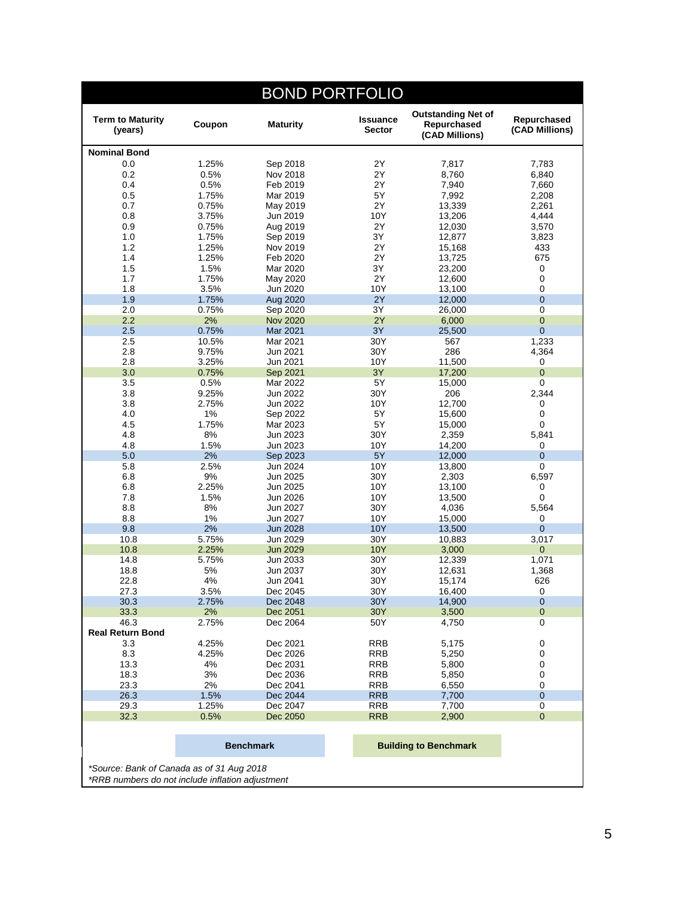# BOND PORTFOLIO

| Term to Maturity (years) | Coupon | Maturity | Issuance Sector | Outstanding Net of Repurchased (CAD Millions) | Repurchased (CAD Millions) |
|---|---|---|---|---|---|
| **Nominal Bond** | | | | | |
| 0.0 | 1.25% | Sep 2018 | 2Y | 7,817 | 7,783 |
| 0.2 | 0.5% | Nov 2018 | 2Y | 8,760 | 6,840 |
| 0.4 | 0.5% | Feb 2019 | 2Y | 7,940 | 7,660 |
| 0.5 | 1.75% | Mar 2019 | 5Y | 7,992 | 2,208 |
| 0.7 | 0.75% | May 2019 | 2Y | 13,339 | 2,261 |
| 0.8 | 3.75% | Jun 2019 | 10Y | 13,206 | 4,444 |
| 0.9 | 0.75% | Aug 2019 | 2Y | 12,030 | 3,570 |
| 1.0 | 1.75% | Sep 2019 | 3Y | 12,877 | 3,823 |
| 1.2 | 1.25% | Nov 2019 | 2Y | 15,168 | 433 |
| 1.4 | 1.25% | Feb 2020 | 2Y | 13,725 | 675 |
| 1.5 | 1.5% | Mar 2020 | 3Y | 23,200 | 0 |
| 1.7 | 1.75% | May 2020 | 2Y | 12,600 | 0 |
| 1.8 | 3.5% | Jun 2020 | 10Y | 13,100 | 0 |
| 1.9 | 1.75% | Aug 2020 | 2Y | 12,000 | 0 |
| 2.0 | 0.75% | Sep 2020 | 3Y | 26,000 | 0 |
| 2.2 | 2% | Nov 2020 | 2Y | 6,000 | 0 |
| 2.5 | 0.75% | Mar 2021 | 3Y | 25,500 | 0 |
| 2.5 | 10.5% | Mar 2021 | 30Y | 567 | 1,233 |
| 2.8 | 9.75% | Jun 2021 | 30Y | 286 | 4,364 |
| 2.8 | 3.25% | Jun 2021 | 10Y | 11,500 | 0 |
| 3.0 | 0.75% | Sep 2021 | 3Y | 17,200 | 0 |
| 3.5 | 0.5% | Mar 2022 | 5Y | 15,000 | 0 |
| 3.8 | 9.25% | Jun 2022 | 30Y | 206 | 2,344 |
| 3.8 | 2.75% | Jun 2022 | 10Y | 12,700 | 0 |
| 4.0 | 1% | Sep 2022 | 5Y | 15,600 | 0 |
| 4.5 | 1.75% | Mar 2023 | 5Y | 15,000 | 0 |
| 4.8 | 8% | Jun 2023 | 30Y | 2,359 | 5,841 |
| 4.8 | 1.5% | Jun 2023 | 10Y | 14,200 | 0 |
| 5.0 | 2% | Sep 2023 | 5Y | 12,000 | 0 |
| 5.8 | 2.5% | Jun 2024 | 10Y | 13,800 | 0 |
| 6.8 | 9% | Jun 2025 | 30Y | 2,303 | 6,597 |
| 6.8 | 2.25% | Jun 2025 | 10Y | 13,100 | 0 |
| 7.8 | 1.5% | Jun 2026 | 10Y | 13,500 | 0 |
| 8.8 | 8% | Jun 2027 | 30Y | 4,036 | 5,564 |
| 8.8 | 1% | Jun 2027 | 10Y | 15,000 | 0 |
| 9.8 | 2% | Jun 2028 | 10Y | 13,500 | 0 |
| 10.8 | 5.75% | Jun 2029 | 30Y | 10,883 | 3,017 |
| 10.8 | 2.25% | Jun 2029 | 10Y | 3,000 | 0 |
| 14.8 | 5.75% | Jun 2033 | 30Y | 12,339 | 1,071 |
| 18.8 | 5% | Jun 2037 | 30Y | 12,631 | 1,368 |
| 22.8 | 4% | Jun 2041 | 30Y | 15,174 | 626 |
| 27.3 | 3.5% | Dec 2045 | 30Y | 16,400 | 0 |
| 30.3 | 2.75% | Dec 2048 | 30Y | 14,900 | 0 |
| 33.3 | 2% | Dec 2051 | 30Y | 3,500 | 0 |
| 46.3 | 2.75% | Dec 2064 | 50Y | 4,750 | 0 |
| **Real Return Bond** | | | | | |
| 3.3 | 4.25% | Dec 2021 | RRB | 5,175 | 0 |
| 8.3 | 4.25% | Dec 2026 | RRB | 5,250 | 0 |
| 13.3 | 4% | Dec 2031 | RRB | 5,800 | 0 |
| 18.3 | 3% | Dec 2036 | RRB | 5,850 | 0 |
| 23.3 | 2% | Dec 2041 | RRB | 6,550 | 0 |
| 26.3 | 1.5% | Dec 2044 | RRB | 7,700 | 0 |
| 29.3 | 1.25% | Dec 2047 | RRB | 7,700 | 0 |
| 32.3 | 0.5% | Dec 2050 | RRB | 2,900 | 0 |

**Benchmark** (Aug 2020, Mar 2021 (0.75%), Sep 2023, Jun 2028, Dec 2048, Dec 2044 RRB)

**Building to Benchmark** (Nov 2020, Sep 2021, Jun 2029 (2.25%), Dec 2051, Dec 2050 RRB)

*\*Source: Bank of Canada as of 31 Aug 2018*
*\*RRB numbers do not include inflation adjustment*